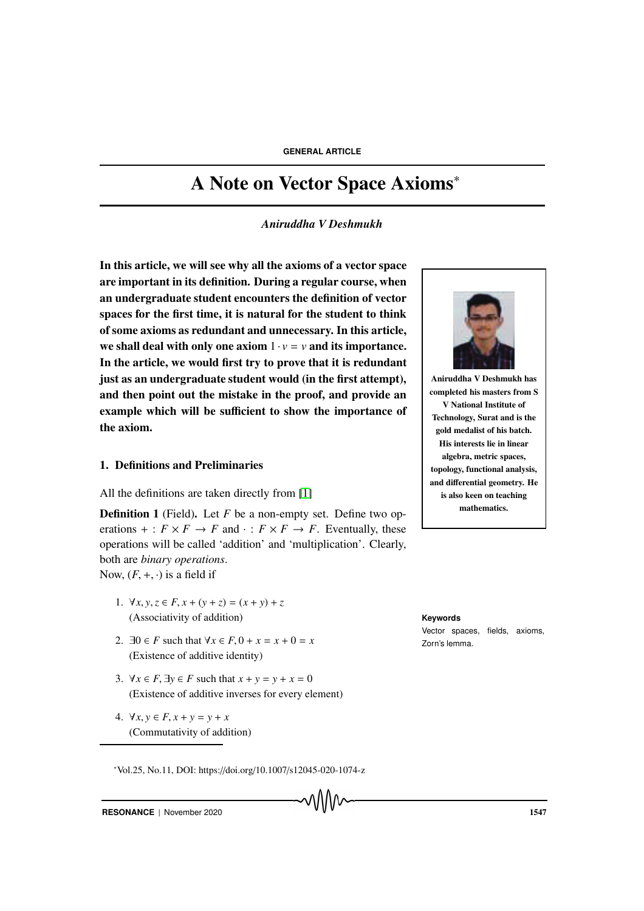GENERAL ARTICLE

# A Note on Vector Space Axioms*

*Aniruddha V Deshmukh*

**In this article, we will see why all the axioms of a vector space are important in its definition. During a regular course, when an undergraduate student encounters the definition of vector spaces for the first time, it is natural for the student to think of some axioms as redundant and unnecessary. In this article, we shall deal with only one axiom $1 \cdot v = v$ and its importance. In the article, we would first try to prove that it is redundant just as an undergraduate student would (in the first attempt), and then point out the mistake in the proof, and provide an example which will be sufficient to show the importance of the axiom.**

**Aniruddha V Deshmukh has completed his masters from S V National Institute of Technology, Surat and is the gold medalist of his batch. His interests lie in linear algebra, metric spaces, topology, functional analysis, and differential geometry. He is also keen on teaching mathematics.**

**Keywords**

Vector spaces, fields, axioms, Zorn's lemma.

## 1. Definitions and Preliminaries

All the definitions are taken directly from [1]

**Definition 1** (Field)**.** Let $F$ be a non-empty set. Define two operations $+ : F \times F \to F$ and $\cdot : F \times F \to F$. Eventually, these operations will be called 'addition' and 'multiplication'. Clearly, both are *binary operations*.
Now, $(F, +, \cdot)$ is a field if

1. $\forall x, y, z \in F, x + (y + z) = (x + y) + z$
   (Associativity of addition)

2. $\exists 0 \in F$ such that $\forall x \in F, 0 + x = x + 0 = x$
   (Existence of additive identity)

3. $\forall x \in F, \exists y \in F$ such that $x + y = y + x = 0$
   (Existence of additive inverses for every element)

4. $\forall x, y \in F, x + y = y + x$
   (Commutativity of addition)

*Vol.25, No.11, DOI: https://doi.org/10.1007/s12045-020-1074-z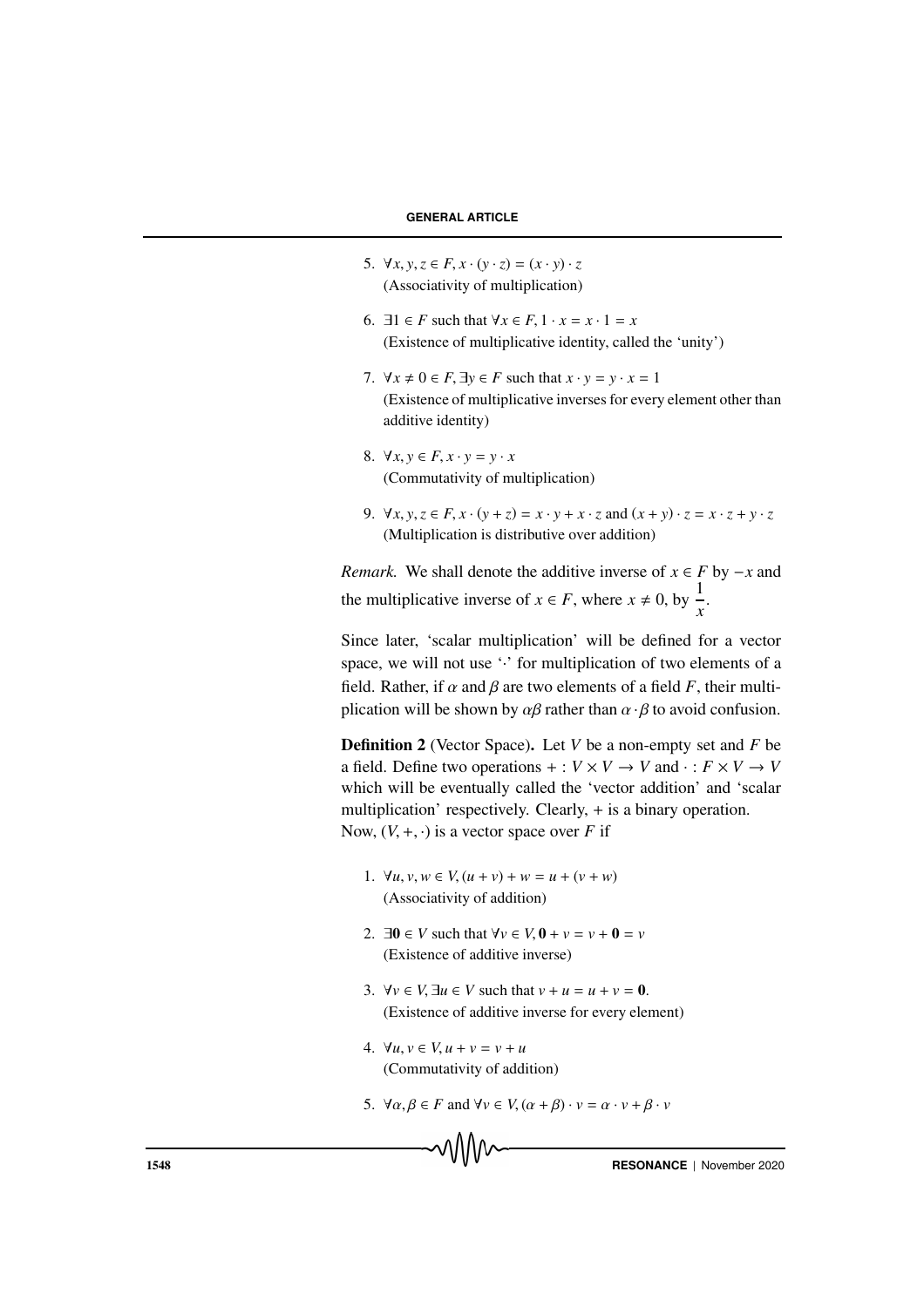5. $\forall x, y, z \in F, x \cdot (y \cdot z) = (x \cdot y) \cdot z$
   (Associativity of multiplication)

6. $\exists 1 \in F$ such that $\forall x \in F, 1 \cdot x = x \cdot 1 = x$
   (Existence of multiplicative identity, called the 'unity')

7. $\forall x \neq 0 \in F, \exists y \in F$ such that $x \cdot y = y \cdot x = 1$
   (Existence of multiplicative inverses for every element other than additive identity)

8. $\forall x, y \in F, x \cdot y = y \cdot x$
   (Commutativity of multiplication)

9. $\forall x, y, z \in F, x \cdot (y + z) = x \cdot y + x \cdot z$ and $(x + y) \cdot z = x \cdot z + y \cdot z$
   (Multiplication is distributive over addition)

*Remark.* We shall denote the additive inverse of $x \in F$ by $-x$ and the multiplicative inverse of $x \in F$, where $x \neq 0$, by $\dfrac{1}{x}$.

Since later, 'scalar multiplication' will be defined for a vector space, we will not use '$\cdot$' for multiplication of two elements of a field. Rather, if $\alpha$ and $\beta$ are two elements of a field $F$, their multiplication will be shown by $\alpha\beta$ rather than $\alpha \cdot \beta$ to avoid confusion.

**Definition 2** (Vector Space)**.** Let $V$ be a non-empty set and $F$ be a field. Define two operations $+ : V \times V \to V$ and $\cdot : F \times V \to V$ which will be eventually called the 'vector addition' and 'scalar multiplication' respectively. Clearly, $+$ is a binary operation. Now, $(V, +, \cdot)$ is a vector space over $F$ if

1. $\forall u, v, w \in V, (u + v) + w = u + (v + w)$
   (Associativity of addition)

2. $\exists \mathbf{0} \in V$ such that $\forall v \in V, \mathbf{0} + v = v + \mathbf{0} = v$
   (Existence of additive inverse)

3. $\forall v \in V, \exists u \in V$ such that $v + u = u + v = \mathbf{0}$.
   (Existence of additive inverse for every element)

4. $\forall u, v \in V, u + v = v + u$
   (Commutativity of addition)

5. $\forall \alpha, \beta \in F$ and $\forall v \in V, (\alpha + \beta) \cdot v = \alpha \cdot v + \beta \cdot v$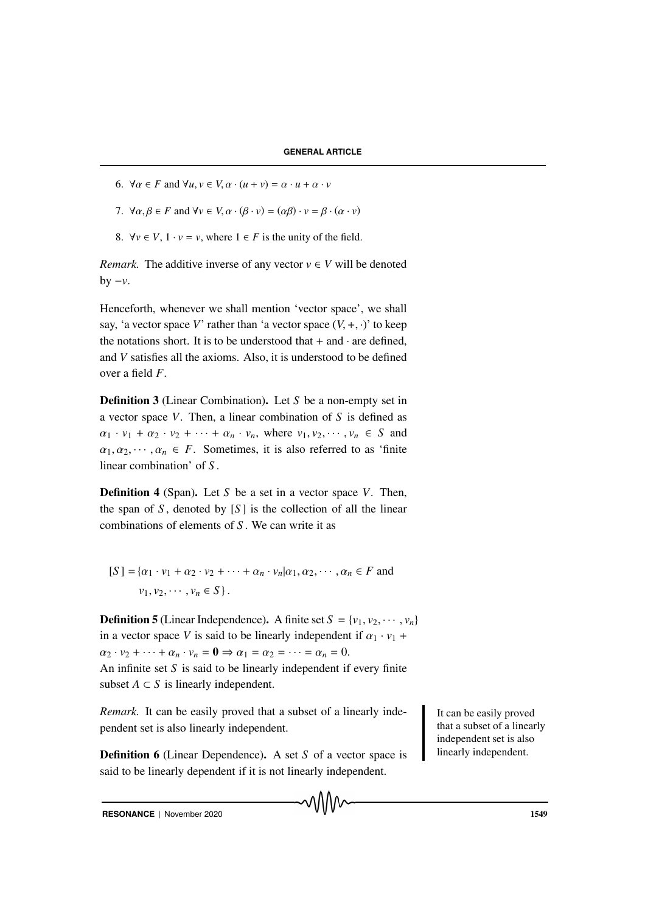6. $\forall \alpha \in F$ and $\forall u, v \in V, \alpha \cdot (u + v) = \alpha \cdot u + \alpha \cdot v$

7. $\forall \alpha, \beta \in F$ and $\forall v \in V, \alpha \cdot (\beta \cdot v) = (\alpha\beta) \cdot v = \beta \cdot (\alpha \cdot v)$

8. $\forall v \in V, 1 \cdot v = v$, where $1 \in F$ is the unity of the field.

*Remark.* The additive inverse of any vector $v \in V$ will be denoted by $-v$.

Henceforth, whenever we shall mention 'vector space', we shall say, 'a vector space $V$' rather than 'a vector space $(V, +, \cdot)$' to keep the notations short. It is to be understood that $+$ and $\cdot$ are defined, and $V$ satisfies all the axioms. Also, it is understood to be defined over a field $F$.

**Definition 3** (Linear Combination)**.** Let $S$ be a non-empty set in a vector space $V$. Then, a linear combination of $S$ is defined as $\alpha_1 \cdot v_1 + \alpha_2 \cdot v_2 + \cdots + \alpha_n \cdot v_n$, where $v_1, v_2, \cdots, v_n \in S$ and $\alpha_1, \alpha_2, \cdots, \alpha_n \in F$. Sometimes, it is also referred to as 'finite linear combination' of $S$.

**Definition 4** (Span)**.** Let $S$ be a set in a vector space $V$. Then, the span of $S$, denoted by $[S]$ is the collection of all the linear combinations of elements of $S$. We can write it as

$$[S] = \{\alpha_1 \cdot v_1 + \alpha_2 \cdot v_2 + \cdots + \alpha_n \cdot v_n | \alpha_1, \alpha_2, \cdots, \alpha_n \in F \text{ and } v_1, v_2, \cdots, v_n \in S\}.$$

**Definition 5** (Linear Independence)**.** A finite set $S = \{v_1, v_2, \cdots, v_n\}$ in a vector space $V$ is said to be linearly independent if $\alpha_1 \cdot v_1 + \alpha_2 \cdot v_2 + \cdots + \alpha_n \cdot v_n = \mathbf{0} \Rightarrow \alpha_1 = \alpha_2 = \cdots = \alpha_n = 0$.
An infinite set $S$ is said to be linearly independent if every finite subset $A \subset S$ is linearly independent.

*Remark.* It can be easily proved that a subset of a linearly independent set is also linearly independent.

It can be easily proved that a subset of a linearly independent set is also linearly independent.

**Definition 6** (Linear Dependence)**.** A set $S$ of a vector space is said to be linearly dependent if it is not linearly independent.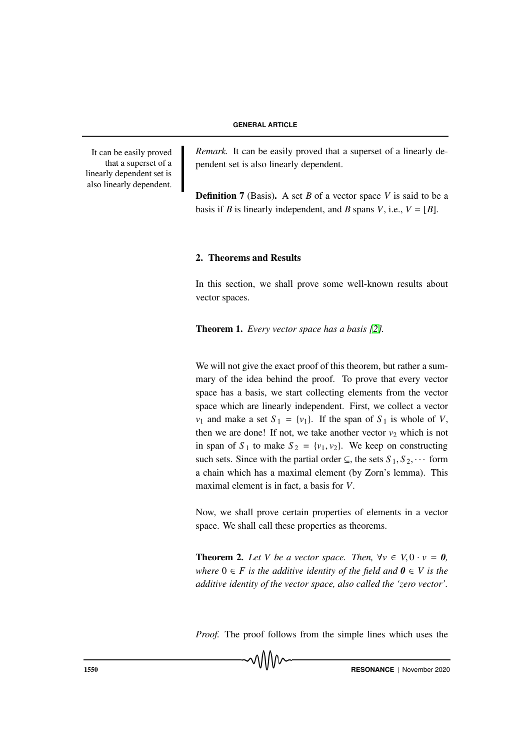It can be easily proved that a superset of a linearly dependent set is also linearly dependent.

*Remark.* It can be easily proved that a superset of a linearly dependent set is also linearly dependent.

**Definition 7** (Basis)**.** A set $B$ of a vector space $V$ is said to be a basis if $B$ is linearly independent, and $B$ spans $V$, i.e., $V = [B]$.

## 2. Theorems and Results

In this section, we shall prove some well-known results about vector spaces.

**Theorem 1.** *Every vector space has a basis [2].*

We will not give the exact proof of this theorem, but rather a summary of the idea behind the proof. To prove that every vector space has a basis, we start collecting elements from the vector space which are linearly independent. First, we collect a vector $v_1$ and make a set $S_1 = \{v_1\}$. If the span of $S_1$ is whole of $V$, then we are done! If not, we take another vector $v_2$ which is not in span of $S_1$ to make $S_2 = \{v_1, v_2\}$. We keep on constructing such sets. Since with the partial order $\subseteq$, the sets $S_1, S_2, \cdots$ form a chain which has a maximal element (by Zorn's lemma). This maximal element is in fact, a basis for $V$.

Now, we shall prove certain properties of elements in a vector space. We shall call these properties as theorems.

**Theorem 2.** *Let $V$ be a vector space. Then, $\forall v \in V, 0 \cdot v = \boldsymbol{0}$, where $0 \in F$ is the additive identity of the field and $\boldsymbol{0} \in V$ is the additive identity of the vector space, also called the 'zero vector'.*

*Proof.* The proof follows from the simple lines which uses the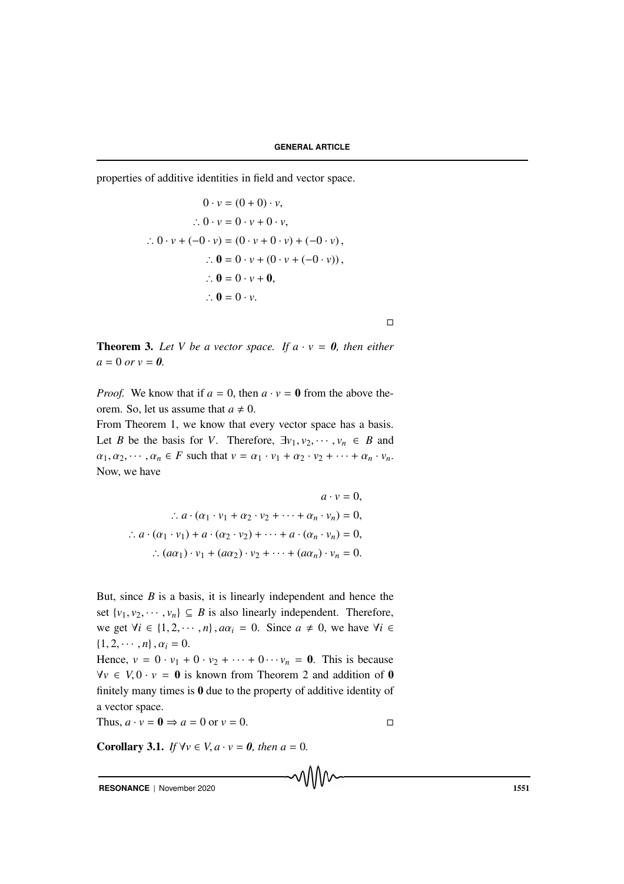properties of additive identities in field and vector space.

$$
\begin{aligned}
0 \cdot v &= (0 + 0) \cdot v, \\
\therefore 0 \cdot v &= 0 \cdot v + 0 \cdot v, \\
\therefore 0 \cdot v + (-0 \cdot v) &= (0 \cdot v + 0 \cdot v) + (-0 \cdot v), \\
\therefore \mathbf{0} &= 0 \cdot v + (0 \cdot v + (-0 \cdot v)), \\
\therefore \mathbf{0} &= 0 \cdot v + \mathbf{0}, \\
\therefore \mathbf{0} &= 0 \cdot v.
\end{aligned}
$$

□

**Theorem 3.** *Let $V$ be a vector space. If $a \cdot v = \mathbf{0}$, then either $a = 0$ or $v = \mathbf{0}$.*

*Proof.* We know that if $a = 0$, then $a \cdot v = \mathbf{0}$ from the above theorem. So, let us assume that $a \neq 0$.

From Theorem 1, we know that every vector space has a basis. Let $B$ be the basis for $V$. Therefore, $\exists v_1, v_2, \cdots, v_n \in B$ and $\alpha_1, \alpha_2, \cdots, \alpha_n \in F$ such that $v = \alpha_1 \cdot v_1 + \alpha_2 \cdot v_2 + \cdots + \alpha_n \cdot v_n$. Now, we have

$$
\begin{aligned}
a \cdot v &= 0, \\
\therefore a \cdot (\alpha_1 \cdot v_1 + \alpha_2 \cdot v_2 + \cdots + \alpha_n \cdot v_n) &= 0, \\
\therefore a \cdot (\alpha_1 \cdot v_1) + a \cdot (\alpha_2 \cdot v_2) + \cdots + a \cdot (\alpha_n \cdot v_n) &= 0, \\
\therefore (a\alpha_1) \cdot v_1 + (a\alpha_2) \cdot v_2 + \cdots + (a\alpha_n) \cdot v_n &= 0.
\end{aligned}
$$

But, since $B$ is a basis, it is linearly independent and hence the set $\{v_1, v_2, \cdots, v_n\} \subseteq B$ is also linearly independent. Therefore, we get $\forall i \in \{1, 2, \cdots, n\}, a\alpha_i = 0$. Since $a \neq 0$, we have $\forall i \in \{1, 2, \cdots, n\}, \alpha_i = 0$.

Hence, $v = 0 \cdot v_1 + 0 \cdot v_2 + \cdots + 0 \cdots v_n = \mathbf{0}$. This is because $\forall v \in V, 0 \cdot v = \mathbf{0}$ is known from Theorem 2 and addition of $\mathbf{0}$ finitely many times is $\mathbf{0}$ due to the property of additive identity of a vector space.

Thus, $a \cdot v = \mathbf{0} \Rightarrow a = 0$ or $v = 0$. □

**Corollary 3.1.** *If $\forall v \in V, a \cdot v = \mathbf{0}$, then $a = 0$.*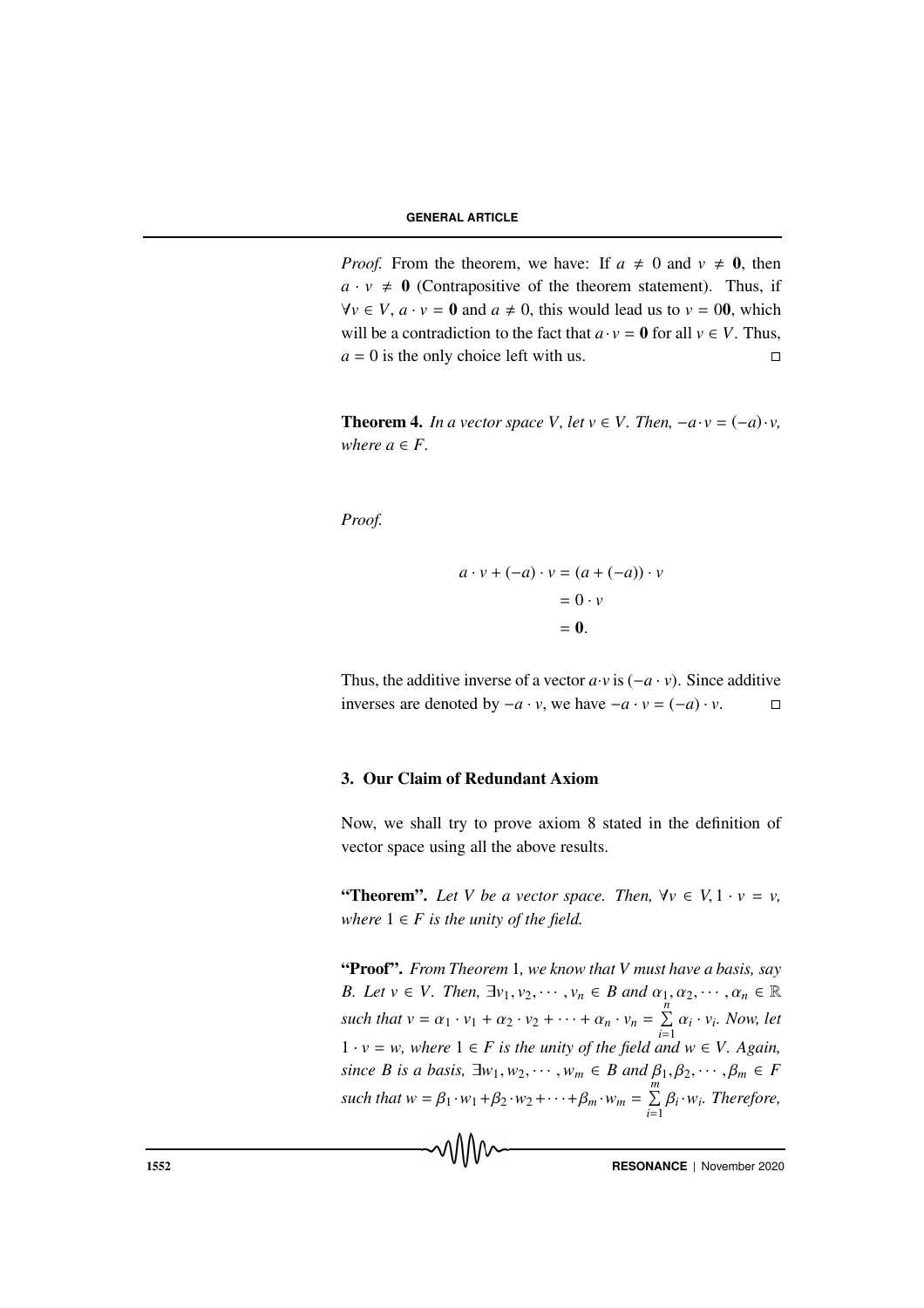*Proof.* From the theorem, we have: If $a \neq 0$ and $v \neq \mathbf{0}$, then $a \cdot v \neq \mathbf{0}$ (Contrapositive of the theorem statement). Thus, if $\forall v \in V$, $a \cdot v = \mathbf{0}$ and $a \neq 0$, this would lead us to $v = 0\mathbf{0}$, which will be a contradiction to the fact that $a \cdot v = \mathbf{0}$ for all $v \in V$. Thus, $a = 0$ is the only choice left with us. □

**Theorem 4.** *In a vector space $V$, let $v \in V$. Then, $-a \cdot v = (-a) \cdot v$, where $a \in F$.*

*Proof.*

$$
\begin{aligned}
a \cdot v + (-a) \cdot v &= (a + (-a)) \cdot v \\
&= 0 \cdot v \\
&= \mathbf{0}.
\end{aligned}
$$

Thus, the additive inverse of a vector $a \cdot v$ is $(-a \cdot v)$. Since additive inverses are denoted by $-a \cdot v$, we have $-a \cdot v = (-a) \cdot v$. □

## 3. Our Claim of Redundant Axiom

Now, we shall try to prove axiom 8 stated in the definition of vector space using all the above results.

**"Theorem".** *Let $V$ be a vector space. Then, $\forall v \in V, 1 \cdot v = v$, where $1 \in F$ is the unity of the field.*

**"Proof".** *From Theorem 1, we know that $V$ must have a basis, say $B$. Let $v \in V$. Then, $\exists v_1, v_2, \cdots, v_n \in B$ and $\alpha_1, \alpha_2, \cdots, \alpha_n \in \mathbb{R}$ such that $v = \alpha_1 \cdot v_1 + \alpha_2 \cdot v_2 + \cdots + \alpha_n \cdot v_n = \sum_{i=1}^{n} \alpha_i \cdot v_i$. Now, let $1 \cdot v = w$, where $1 \in F$ is the unity of the field and $w \in V$. Again, since $B$ is a basis, $\exists w_1, w_2, \cdots, w_m \in B$ and $\beta_1, \beta_2, \cdots, \beta_m \in F$ such that $w = \beta_1 \cdot w_1 + \beta_2 \cdot w_2 + \cdots + \beta_m \cdot w_m = \sum_{i=1}^{m} \beta_i \cdot w_i$. Therefore,*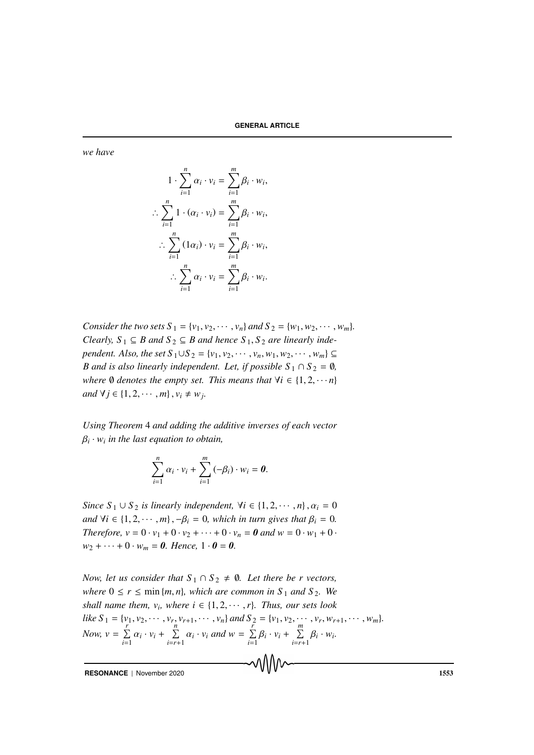*we have*

$$1 \cdot \sum_{i=1}^{n} \alpha_i \cdot v_i = \sum_{i=1}^{m} \beta_i \cdot w_i,$$

$$\therefore \sum_{i=1}^{n} 1 \cdot (\alpha_i \cdot v_i) = \sum_{i=1}^{m} \beta_i \cdot w_i,$$

$$\therefore \sum_{i=1}^{n} (1\alpha_i) \cdot v_i = \sum_{i=1}^{m} \beta_i \cdot w_i,$$

$$\therefore \sum_{i=1}^{n} \alpha_i \cdot v_i = \sum_{i=1}^{m} \beta_i \cdot w_i.$$

*Consider the two sets* $S_1 = \{v_1, v_2, \cdots, v_n\}$ *and* $S_2 = \{w_1, w_2, \cdots, w_m\}$. *Clearly,* $S_1 \subseteq B$ *and* $S_2 \subseteq B$ *and hence* $S_1, S_2$ *are linearly independent. Also, the set* $S_1 \cup S_2 = \{v_1, v_2, \cdots, v_n, w_1, w_2, \cdots, w_m\} \subseteq B$ *and is also linearly independent. Let, if possible* $S_1 \cap S_2 = \emptyset$, *where* $\emptyset$ *denotes the empty set. This means that* $\forall i \in \{1, 2, \cdots n\}$ *and* $\forall j \in \{1, 2, \cdots, m\}, v_i \neq w_j$.

*Using Theorem* 4 *and adding the additive inverses of each vector* $\beta_i \cdot w_i$ *in the last equation to obtain,*

$$\sum_{i=1}^{n} \alpha_i \cdot v_i + \sum_{i=1}^{m} (-\beta_i) \cdot w_i = \boldsymbol{0}.$$

*Since* $S_1 \cup S_2$ *is linearly independent,* $\forall i \in \{1, 2, \cdots, n\}, \alpha_i = 0$ *and* $\forall i \in \{1, 2, \cdots, m\}, -\beta_i = 0$, *which in turn gives that* $\beta_i = 0$. *Therefore,* $v = 0 \cdot v_1 + 0 \cdot v_2 + \cdots + 0 \cdot v_n = \boldsymbol{0}$ *and* $w = 0 \cdot w_1 + 0 \cdot w_2 + \cdots + 0 \cdot w_m = \boldsymbol{0}$. *Hence,* $1 \cdot \boldsymbol{0} = \boldsymbol{0}$.

*Now, let us consider that* $S_1 \cap S_2 \neq \emptyset$. *Let there be* $r$ *vectors, where* $0 \leq r \leq \min\{m, n\}$, *which are common in* $S_1$ *and* $S_2$. *We shall name them,* $v_i$, *where* $i \in \{1, 2, \cdots, r\}$. *Thus, our sets look like* $S_1 = \{v_1, v_2, \cdots, v_r, v_{r+1}, \cdots, v_n\}$ *and* $S_2 = \{v_1, v_2, \cdots, v_r, w_{r+1}, \cdots, w_m\}$. *Now,* $v = \sum_{i=1}^{r} \alpha_i \cdot v_i + \sum_{i=r+1}^{n} \alpha_i \cdot v_i$ *and* $w = \sum_{i=1}^{r} \beta_i \cdot v_i + \sum_{i=r+1}^{m} \beta_i \cdot w_i$.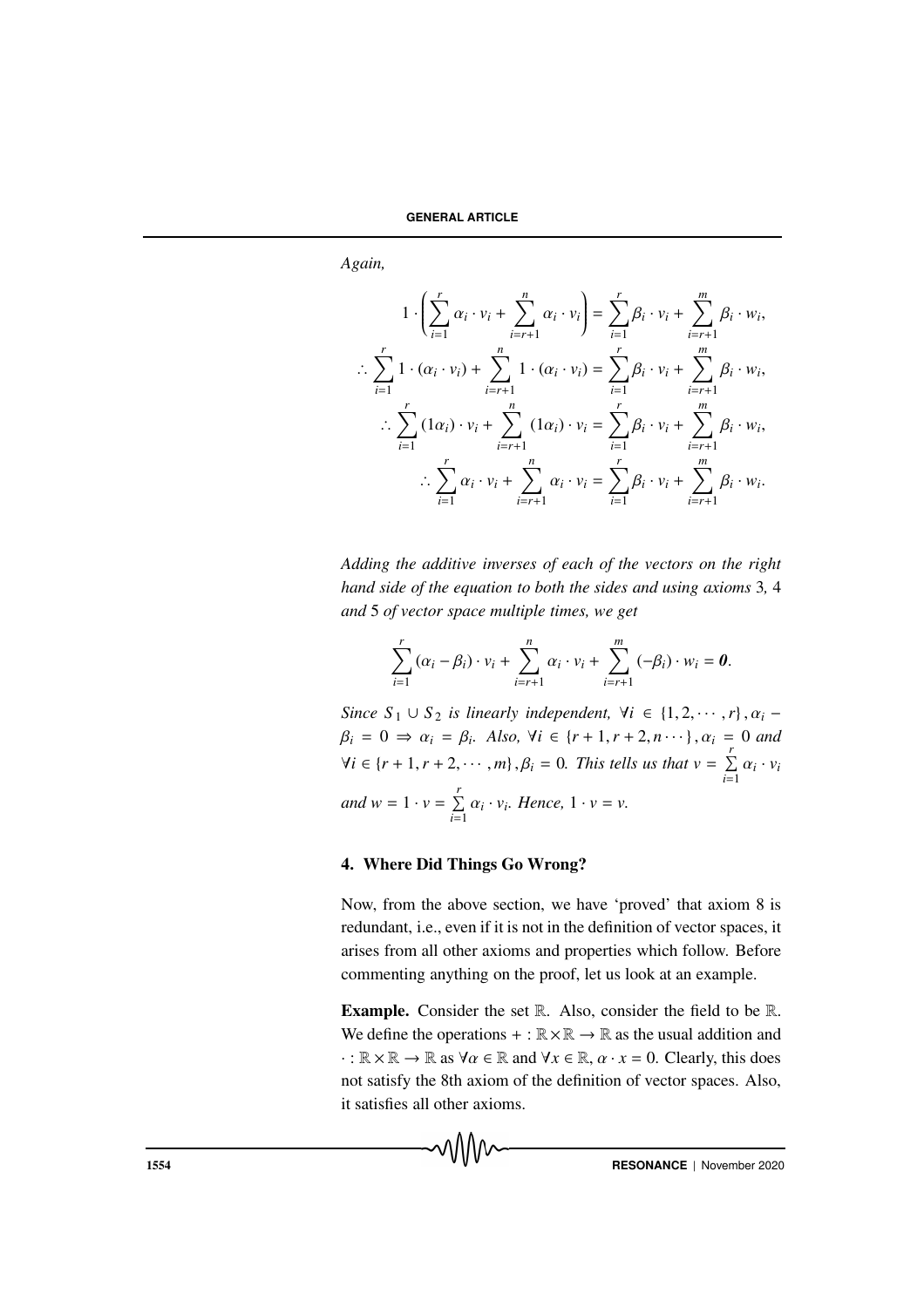*Again,*

$$
\begin{aligned}
1 \cdot \left( \sum_{i=1}^{r} \alpha_i \cdot v_i + \sum_{i=r+1}^{n} \alpha_i \cdot v_i \right) &= \sum_{i=1}^{r} \beta_i \cdot v_i + \sum_{i=r+1}^{m} \beta_i \cdot w_i, \\
\therefore \sum_{i=1}^{r} 1 \cdot (\alpha_i \cdot v_i) + \sum_{i=r+1}^{n} 1 \cdot (\alpha_i \cdot v_i) &= \sum_{i=1}^{r} \beta_i \cdot v_i + \sum_{i=r+1}^{m} \beta_i \cdot w_i, \\
\therefore \sum_{i=1}^{r} (1\alpha_i) \cdot v_i + \sum_{i=r+1}^{n} (1\alpha_i) \cdot v_i &= \sum_{i=1}^{r} \beta_i \cdot v_i + \sum_{i=r+1}^{m} \beta_i \cdot w_i, \\
\therefore \sum_{i=1}^{r} \alpha_i \cdot v_i + \sum_{i=r+1}^{n} \alpha_i \cdot v_i &= \sum_{i=1}^{r} \beta_i \cdot v_i + \sum_{i=r+1}^{m} \beta_i \cdot w_i.
\end{aligned}
$$

*Adding the additive inverses of each of the vectors on the right hand side of the equation to both the sides and using axioms* 3*,* 4 *and* 5 *of vector space multiple times, we get*

$$
\sum_{i=1}^{r} (\alpha_i - \beta_i) \cdot v_i + \sum_{i=r+1}^{n} \alpha_i \cdot v_i + \sum_{i=r+1}^{m} (-\beta_i) \cdot w_i = \boldsymbol{0}.
$$

*Since $S_1 \cup S_2$ is linearly independent, $\forall i \in \{1, 2, \cdots, r\}, \alpha_i - \beta_i = 0 \Rightarrow \alpha_i = \beta_i$. Also, $\forall i \in \{r+1, r+2, n \cdots\}, \alpha_i = 0$ and $\forall i \in \{r+1, r+2, \cdots, m\}, \beta_i = 0$. This tells us that $v = \sum_{i=1}^{r} \alpha_i \cdot v_i$ and $w = 1 \cdot v = \sum_{i=1}^{r} \alpha_i \cdot v_i$. Hence, $1 \cdot v = v$.*

## 4. Where Did Things Go Wrong?

Now, from the above section, we have 'proved' that axiom 8 is redundant, i.e., even if it is not in the definition of vector spaces, it arises from all other axioms and properties which follow. Before commenting anything on the proof, let us look at an example.

**Example.** Consider the set $\mathbb{R}$. Also, consider the field to be $\mathbb{R}$. We define the operations $+ : \mathbb{R} \times \mathbb{R} \to \mathbb{R}$ as the usual addition and $\cdot : \mathbb{R} \times \mathbb{R} \to \mathbb{R}$ as $\forall \alpha \in \mathbb{R}$ and $\forall x \in \mathbb{R}$, $\alpha \cdot x = 0$. Clearly, this does not satisfy the 8th axiom of the definition of vector spaces. Also, it satisfies all other axioms.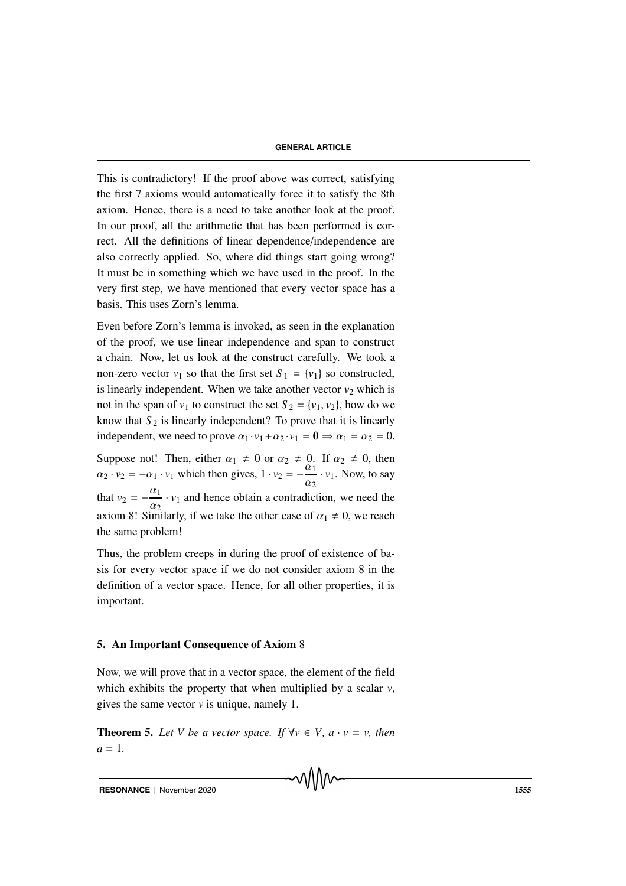This is contradictory! If the proof above was correct, satisfying the first 7 axioms would automatically force it to satisfy the 8th axiom. Hence, there is a need to take another look at the proof. In our proof, all the arithmetic that has been performed is correct. All the definitions of linear dependence/independence are also correctly applied. So, where did things start going wrong? It must be in something which we have used in the proof. In the very first step, we have mentioned that every vector space has a basis. This uses Zorn's lemma.

Even before Zorn's lemma is invoked, as seen in the explanation of the proof, we use linear independence and span to construct a chain. Now, let us look at the construct carefully. We took a non-zero vector $v_1$ so that the first set $S_1 = \{v_1\}$ so constructed, is linearly independent. When we take another vector $v_2$ which is not in the span of $v_1$ to construct the set $S_2 = \{v_1, v_2\}$, how do we know that $S_2$ is linearly independent? To prove that it is linearly independent, we need to prove $\alpha_1 \cdot v_1 + \alpha_2 \cdot v_1 = \mathbf{0} \Rightarrow \alpha_1 = \alpha_2 = 0$.

Suppose not! Then, either $\alpha_1 \neq 0$ or $\alpha_2 \neq 0$. If $\alpha_2 \neq 0$, then $\alpha_2 \cdot v_2 = -\alpha_1 \cdot v_1$ which then gives, $1 \cdot v_2 = -\dfrac{\alpha_1}{\alpha_2} \cdot v_1$. Now, to say that $v_2 = -\dfrac{\alpha_1}{\alpha_2} \cdot v_1$ and hence obtain a contradiction, we need the axiom 8! Similarly, if we take the other case of $\alpha_1 \neq 0$, we reach the same problem!

Thus, the problem creeps in during the proof of existence of basis for every vector space if we do not consider axiom 8 in the definition of a vector space. Hence, for all other properties, it is important.

## 5. An Important Consequence of Axiom 8

Now, we will prove that in a vector space, the element of the field which exhibits the property that when multiplied by a scalar $v$, gives the same vector $v$ is unique, namely 1.

**Theorem 5.** *Let $V$ be a vector space. If $\forall v \in V$, $a \cdot v = v$, then $a = 1$.*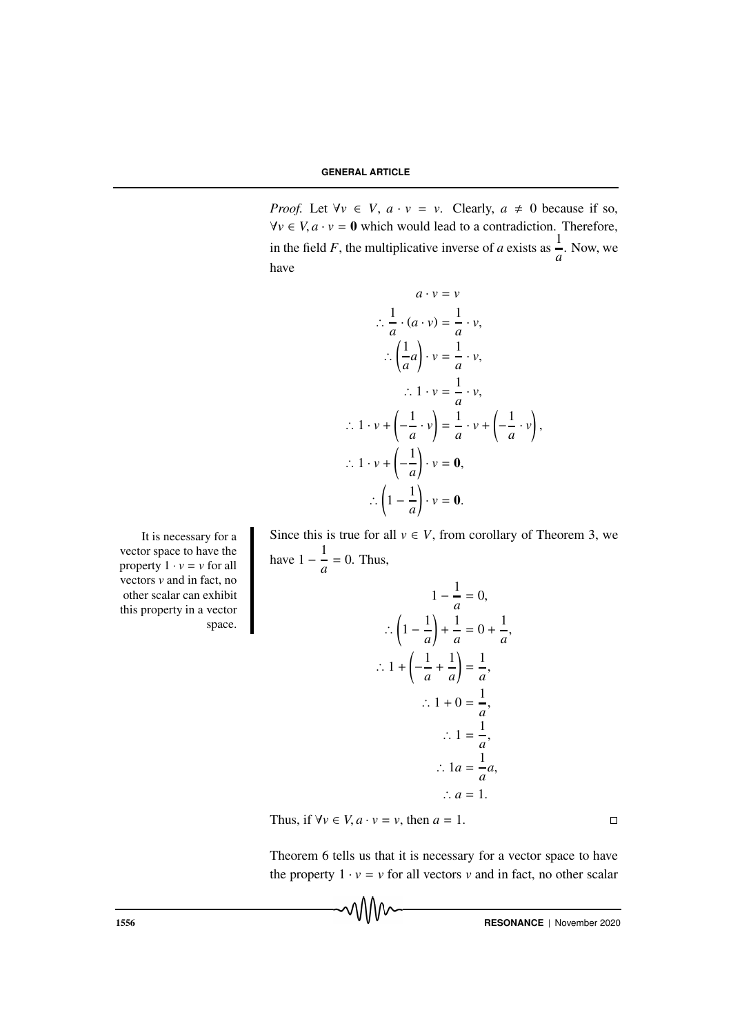*Proof.* Let $\forall v \in V$, $a \cdot v = v$. Clearly, $a \neq 0$ because if so, $\forall v \in V, a \cdot v = \mathbf{0}$ which would lead to a contradiction. Therefore, in the field $F$, the multiplicative inverse of $a$ exists as $\frac{1}{a}$. Now, we have

$$
\begin{aligned}
a \cdot v &= v \\
\therefore \frac{1}{a} \cdot (a \cdot v) &= \frac{1}{a} \cdot v, \\
\therefore \left(\frac{1}{a} a\right) \cdot v &= \frac{1}{a} \cdot v, \\
\therefore 1 \cdot v &= \frac{1}{a} \cdot v, \\
\therefore 1 \cdot v + \left(-\frac{1}{a} \cdot v\right) &= \frac{1}{a} \cdot v + \left(-\frac{1}{a} \cdot v\right), \\
\therefore 1 \cdot v + \left(-\frac{1}{a}\right) \cdot v &= \mathbf{0}, \\
\therefore \left(1 - \frac{1}{a}\right) \cdot v &= \mathbf{0}.
\end{aligned}
$$

It is necessary for a vector space to have the property $1 \cdot v = v$ for all vectors $v$ and in fact, no other scalar can exhibit this property in a vector space.

Since this is true for all $v \in V$, from corollary of Theorem 3, we have $1 - \frac{1}{a} = 0$. Thus,

$$
\begin{aligned}
1 - \frac{1}{a} &= 0, \\
\therefore \left(1 - \frac{1}{a}\right) + \frac{1}{a} &= 0 + \frac{1}{a}, \\
\therefore 1 + \left(-\frac{1}{a} + \frac{1}{a}\right) &= \frac{1}{a}, \\
\therefore 1 + 0 &= \frac{1}{a}, \\
\therefore 1 &= \frac{1}{a}, \\
\therefore 1a &= \frac{1}{a} a, \\
\therefore a &= 1.
\end{aligned}
$$

Thus, if $\forall v \in V, a \cdot v = v$, then $a = 1$. □

Theorem 6 tells us that it is necessary for a vector space to have the property $1 \cdot v = v$ for all vectors $v$ and in fact, no other scalar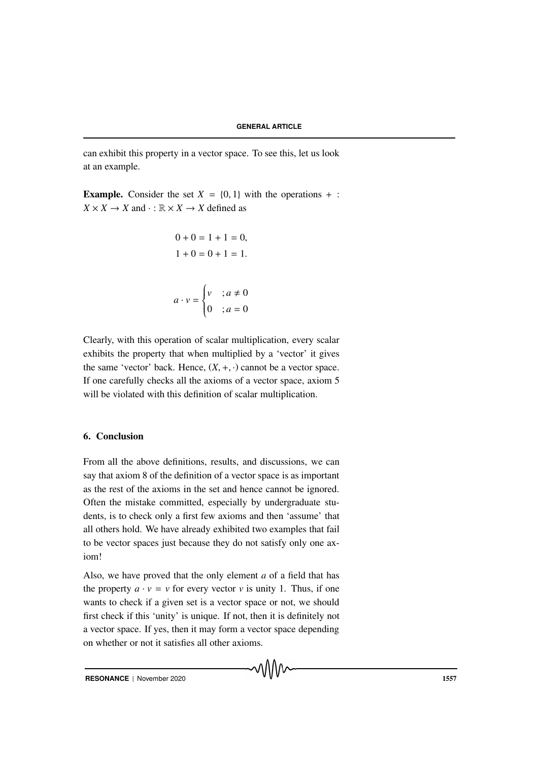can exhibit this property in a vector space. To see this, let us look at an example.

**Example.** Consider the set $X = \{0, 1\}$ with the operations $+ : X \times X \to X$ and $\cdot : \mathbb{R} \times X \to X$ defined as

$$0 + 0 = 1 + 1 = 0,$$
$$1 + 0 = 0 + 1 = 1.$$

$$a \cdot v = \begin{cases} v & ; a \neq 0 \\ 0 & ; a = 0 \end{cases}$$

Clearly, with this operation of scalar multiplication, every scalar exhibits the property that when multiplied by a 'vector' it gives the same 'vector' back. Hence, $(X, +, \cdot)$ cannot be a vector space. If one carefully checks all the axioms of a vector space, axiom 5 will be violated with this definition of scalar multiplication.

## 6. Conclusion

From all the above definitions, results, and discussions, we can say that axiom 8 of the definition of a vector space is as important as the rest of the axioms in the set and hence cannot be ignored. Often the mistake committed, especially by undergraduate students, is to check only a first few axioms and then 'assume' that all others hold. We have already exhibited two examples that fail to be vector spaces just because they do not satisfy only one axiom!

Also, we have proved that the only element $a$ of a field that has the property $a \cdot v = v$ for every vector $v$ is unity 1. Thus, if one wants to check if a given set is a vector space or not, we should first check if this 'unity' is unique. If not, then it is definitely not a vector space. If yes, then it may form a vector space depending on whether or not it satisfies all other axioms.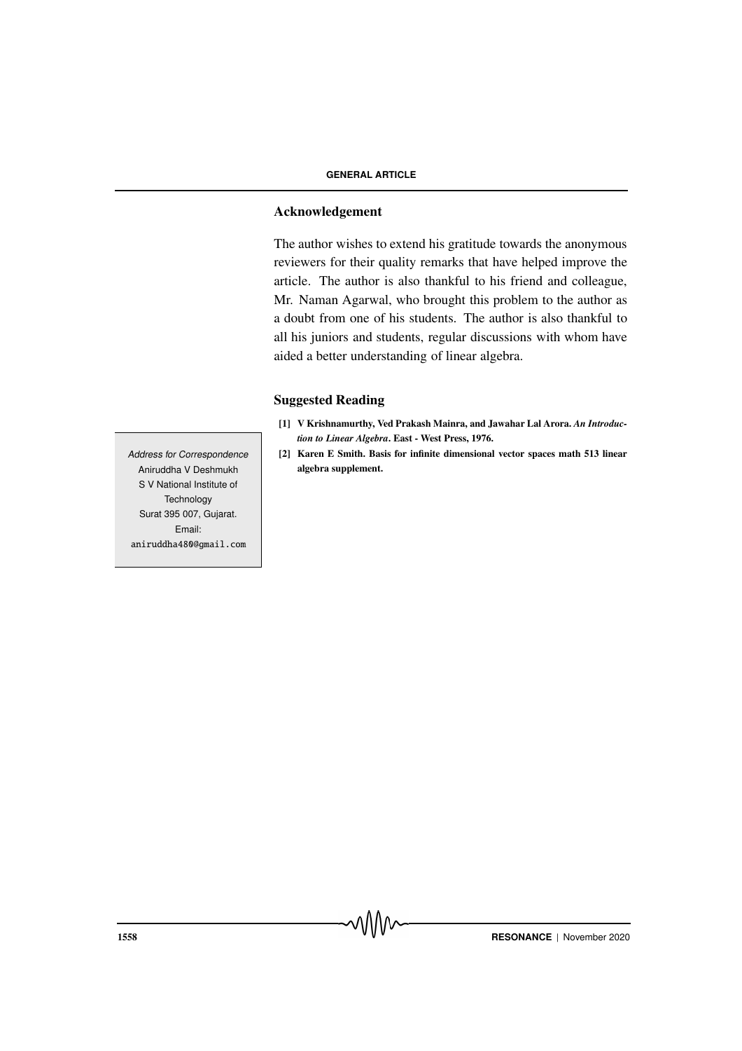## Acknowledgement

The author wishes to extend his gratitude towards the anonymous reviewers for their quality remarks that have helped improve the article. The author is also thankful to his friend and colleague, Mr. Naman Agarwal, who brought this problem to the author as a doubt from one of his students. The author is also thankful to all his juniors and students, regular discussions with whom have aided a better understanding of linear algebra.

## Suggested Reading

**[1] V Krishnamurthy, Ved Prakash Mainra, and Jawahar Lal Arora. *An Introduction to Linear Algebra*. East - West Press, 1976.**

**[2] Karen E Smith. Basis for infinite dimensional vector spaces math 513 linear algebra supplement.**

*Address for Correspondence*
Aniruddha V Deshmukh
S V National Institute of Technology
Surat 395 007, Gujarat.
Email:
aniruddha480@gmail.com